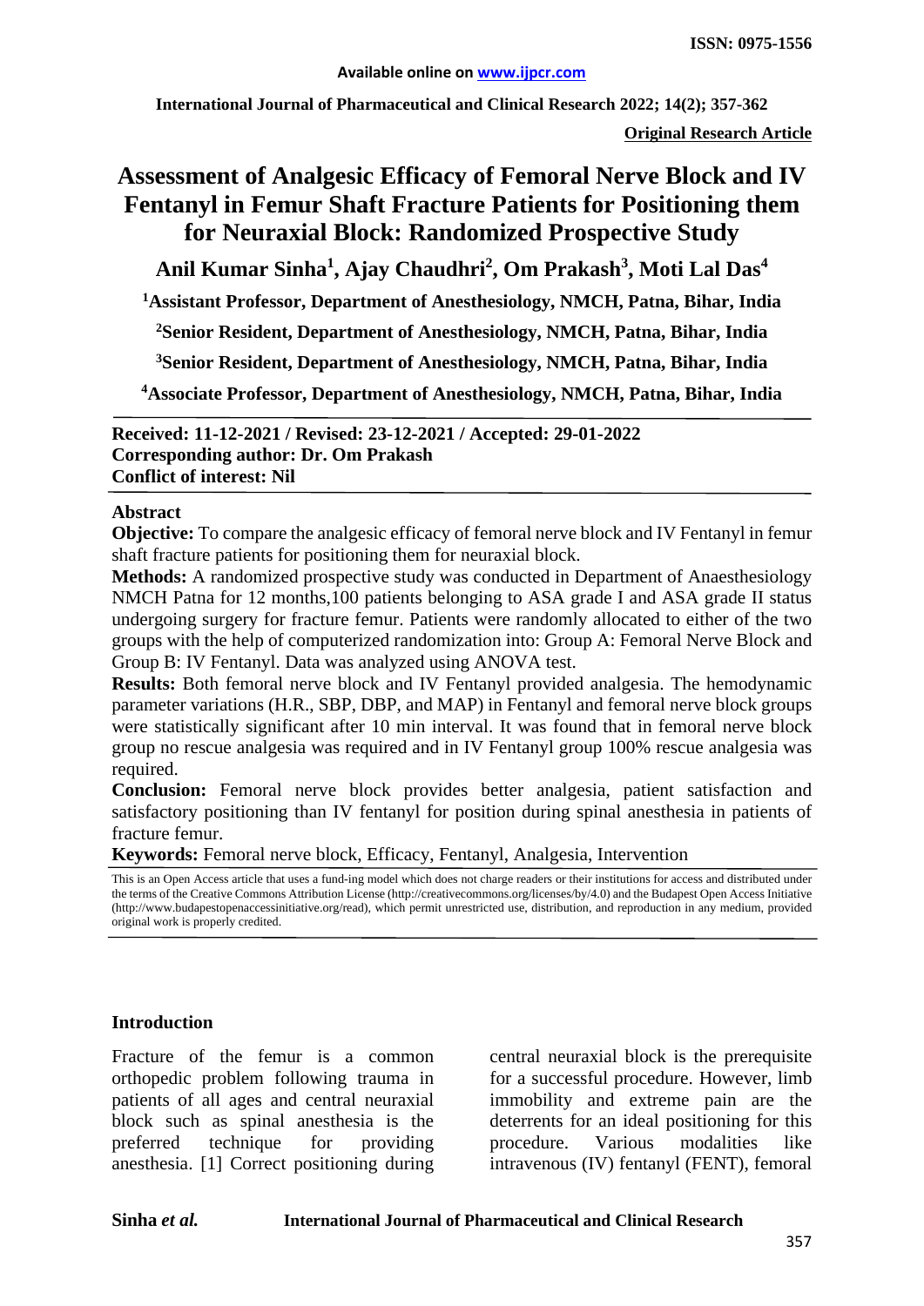ISSN: 0975-1556

Available online on www.ijpcr.com

**Original Research Article**

# Assessment of Analgesic Efficacy of Femoral Nerve Block and IV Fentanyl in Femur Shaft Fracture Patients for Positioning them for Neuraxial Block: Randomized Prospective Study

**Anil Kumar Sinha[1], Ajay Chaudhri[2], Om Prakash[3], Moti Lal Das[4]**

[1]Assistant Professor, Department of Anesthesiology, NMCH, Patna, Bihar, India

[2]Senior Resident, Department of Anesthesiology, NMCH, Patna, Bihar, India

[3]Senior Resident, Department of Anesthesiology, NMCH, Patna, Bihar, India

[4]Associate Professor, Department of Anesthesiology, NMCH, Patna, Bihar, India

**Received: 11-12-2021 / Revised: 23-12-2021 / Accepted: 29-01-2022**
**Corresponding author: Dr. Om Prakash**
**Conflict of interest: Nil**

## Abstract

**Objective:** To compare the analgesic efficacy of femoral nerve block and IV Fentanyl in femur shaft fracture patients for positioning them for neuraxial block.

**Methods:** A randomized prospective study was conducted in Department of Anaesthesiology NMCH Patna for 12 months,100 patients belonging to ASA grade I and ASA grade II status undergoing surgery for fracture femur. Patients were randomly allocated to either of the two groups with the help of computerized randomization into: Group A: Femoral Nerve Block and Group B: IV Fentanyl. Data was analyzed using ANOVA test.

**Results:** Both femoral nerve block and IV Fentanyl provided analgesia. The hemodynamic parameter variations (H.R., SBP, DBP, and MAP) in Fentanyl and femoral nerve block groups were statistically significant after 10 min interval. It was found that in femoral nerve block group no rescue analgesia was required and in IV Fentanyl group 100% rescue analgesia was required.

**Conclusion:** Femoral nerve block provides better analgesia, patient satisfaction and satisfactory positioning than IV fentanyl for position during spinal anesthesia in patients of fracture femur.

**Keywords:** Femoral nerve block, Efficacy, Fentanyl, Analgesia, Intervention

This is an Open Access article that uses a fund-ing model which does not charge readers or their institutions for access and distributed under the terms of the Creative Commons Attribution License (http://creativecommons.org/licenses/by/4.0) and the Budapest Open Access Initiative (http://www.budapestopenaccessinitiative.org/read), which permit unrestricted use, distribution, and reproduction in any medium, provided original work is properly credited.

## Introduction

Fracture of the femur is a common orthopedic problem following trauma in patients of all ages and central neuraxial block such as spinal anesthesia is the preferred technique for providing anesthesia. [1] Correct positioning during central neuraxial block is the prerequisite for a successful procedure. However, limb immobility and extreme pain are the deterrents for an ideal positioning for this procedure. Various modalities like intravenous (IV) fentanyl (FENT), femoral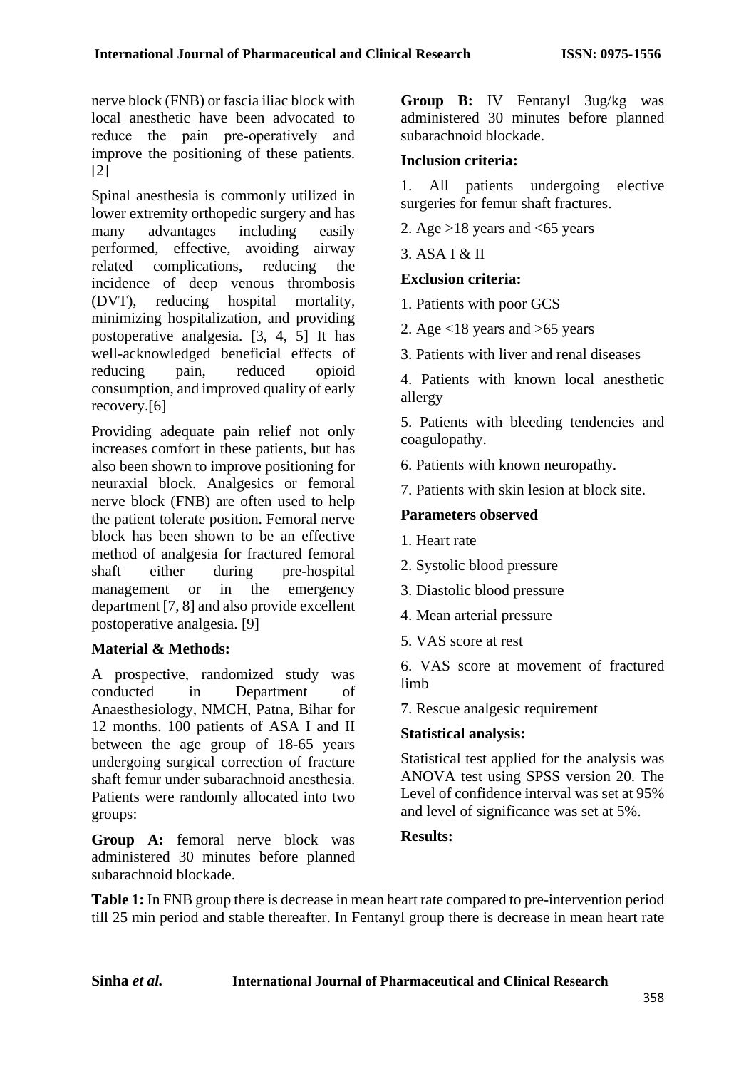nerve block (FNB) or fascia iliac block with local anesthetic have been advocated to reduce the pain pre-operatively and improve the positioning of these patients. [2]

Spinal anesthesia is commonly utilized in lower extremity orthopedic surgery and has many advantages including easily performed, effective, avoiding airway related complications, reducing the incidence of deep venous thrombosis (DVT), reducing hospital mortality, minimizing hospitalization, and providing postoperative analgesia. [3, 4, 5] It has well-acknowledged beneficial effects of reducing pain, reduced opioid consumption, and improved quality of early recovery.[6]

Providing adequate pain relief not only increases comfort in these patients, but has also been shown to improve positioning for neuraxial block. Analgesics or femoral nerve block (FNB) are often used to help the patient tolerate position. Femoral nerve block has been shown to be an effective method of analgesia for fractured femoral shaft either during pre-hospital management or in the emergency department [7, 8] and also provide excellent postoperative analgesia. [9]

## Material & Methods:

A prospective, randomized study was conducted in Department of Anaesthesiology, NMCH, Patna, Bihar for 12 months. 100 patients of ASA I and II between the age group of 18-65 years undergoing surgical correction of fracture shaft femur under subarachnoid anesthesia. Patients were randomly allocated into two groups:

**Group A:** femoral nerve block was administered 30 minutes before planned subarachnoid blockade.

**Group B:** IV Fentanyl 3ug/kg was administered 30 minutes before planned subarachnoid blockade.

### Inclusion criteria:

1. All patients undergoing elective surgeries for femur shaft fractures.
2. Age >18 years and <65 years
3. ASA I & II

### Exclusion criteria:

1. Patients with poor GCS
2. Age <18 years and >65 years
3. Patients with liver and renal diseases
4. Patients with known local anesthetic allergy
5. Patients with bleeding tendencies and coagulopathy.
6. Patients with known neuropathy.
7. Patients with skin lesion at block site.

### Parameters observed

1. Heart rate
2. Systolic blood pressure
3. Diastolic blood pressure
4. Mean arterial pressure
5. VAS score at rest
6. VAS score at movement of fractured limb
7. Rescue analgesic requirement

### Statistical analysis:

Statistical test applied for the analysis was ANOVA test using SPSS version 20. The Level of confidence interval was set at 95% and level of significance was set at 5%.

## Results:

**Table 1:** In FNB group there is decrease in mean heart rate compared to pre-intervention period till 25 min period and stable thereafter. In Fentanyl group there is decrease in mean heart rate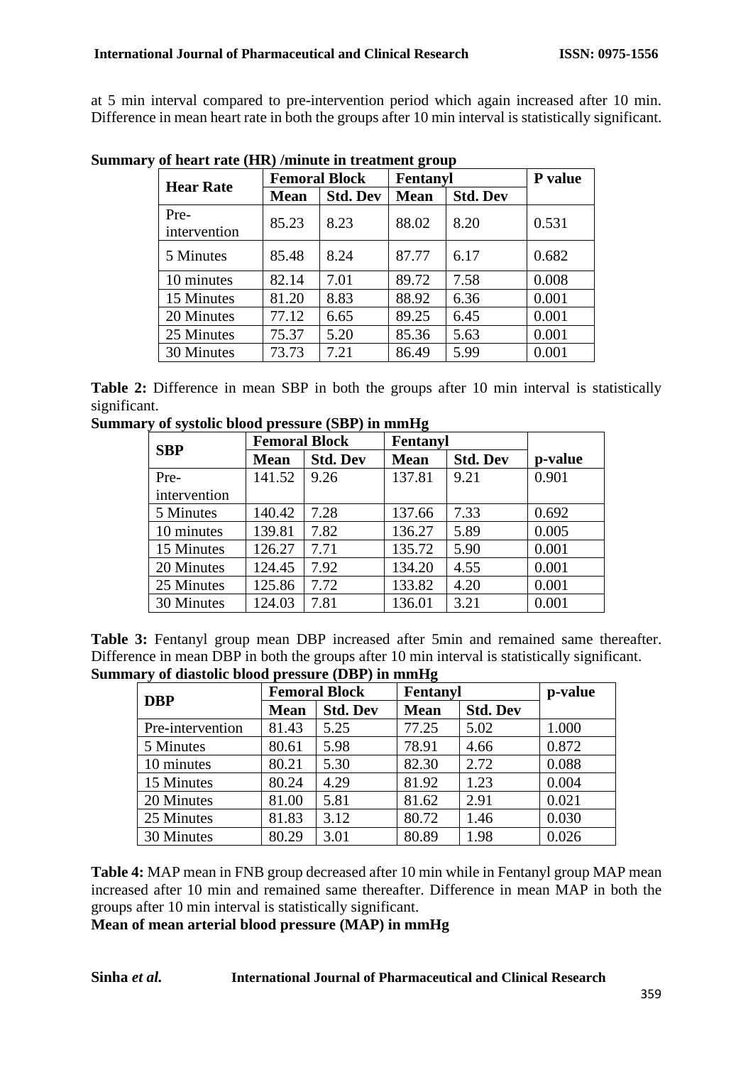at 5 min interval compared to pre-intervention period which again increased after 10 min. Difference in mean heart rate in both the groups after 10 min interval is statistically significant.

**Summary of heart rate (HR) /minute in treatment group**

| Hear Rate | Femoral Block | | Fentanyl | | P value |
|---|---|---|---|---|---|
| | Mean | Std. Dev | Mean | Std. Dev | |
| Pre-intervention | 85.23 | 8.23 | 88.02 | 8.20 | 0.531 |
| 5 Minutes | 85.48 | 8.24 | 87.77 | 6.17 | 0.682 |
| 10 minutes | 82.14 | 7.01 | 89.72 | 7.58 | 0.008 |
| 15 Minutes | 81.20 | 8.83 | 88.92 | 6.36 | 0.001 |
| 20 Minutes | 77.12 | 6.65 | 89.25 | 6.45 | 0.001 |
| 25 Minutes | 75.37 | 5.20 | 85.36 | 5.63 | 0.001 |
| 30 Minutes | 73.73 | 7.21 | 86.49 | 5.99 | 0.001 |

**Table 2:** Difference in mean SBP in both the groups after 10 min interval is statistically significant.

**Summary of systolic blood pressure (SBP) in mmHg**

| SBP | Femoral Block | | Fentanyl | | |
|---|---|---|---|---|---|
| | Mean | Std. Dev | Mean | Std. Dev | p-value |
| Pre-intervention | 141.52 | 9.26 | 137.81 | 9.21 | 0.901 |
| 5 Minutes | 140.42 | 7.28 | 137.66 | 7.33 | 0.692 |
| 10 minutes | 139.81 | 7.82 | 136.27 | 5.89 | 0.005 |
| 15 Minutes | 126.27 | 7.71 | 135.72 | 5.90 | 0.001 |
| 20 Minutes | 124.45 | 7.92 | 134.20 | 4.55 | 0.001 |
| 25 Minutes | 125.86 | 7.72 | 133.82 | 4.20 | 0.001 |
| 30 Minutes | 124.03 | 7.81 | 136.01 | 3.21 | 0.001 |

**Table 3:** Fentanyl group mean DBP increased after 5min and remained same thereafter. Difference in mean DBP in both the groups after 10 min interval is statistically significant.

**Summary of diastolic blood pressure (DBP) in mmHg**

| DBP | Femoral Block | | Fentanyl | | p-value |
|---|---|---|---|---|---|
| | Mean | Std. Dev | Mean | Std. Dev | |
| Pre-intervention | 81.43 | 5.25 | 77.25 | 5.02 | 1.000 |
| 5 Minutes | 80.61 | 5.98 | 78.91 | 4.66 | 0.872 |
| 10 minutes | 80.21 | 5.30 | 82.30 | 2.72 | 0.088 |
| 15 Minutes | 80.24 | 4.29 | 81.92 | 1.23 | 0.004 |
| 20 Minutes | 81.00 | 5.81 | 81.62 | 2.91 | 0.021 |
| 25 Minutes | 81.83 | 3.12 | 80.72 | 1.46 | 0.030 |
| 30 Minutes | 80.29 | 3.01 | 80.89 | 1.98 | 0.026 |

**Table 4:** MAP mean in FNB group decreased after 10 min while in Fentanyl group MAP mean increased after 10 min and remained same thereafter. Difference in mean MAP in both the groups after 10 min interval is statistically significant.

**Mean of mean arterial blood pressure (MAP) in mmHg**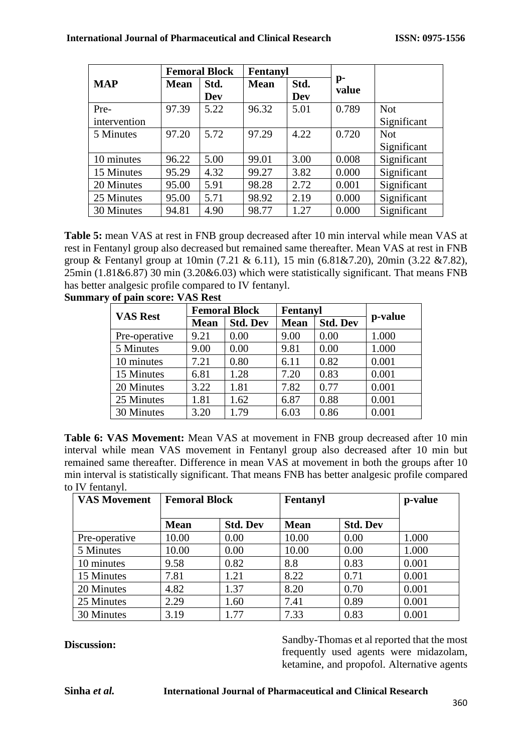| MAP | Femoral Block | | Fentanyl | | p-value | |
|---|---|---|---|---|---|---|
| | Mean | Std. Dev | Mean | Std. Dev | | |
| Pre-intervention | 97.39 | 5.22 | 96.32 | 5.01 | 0.789 | Not Significant |
| 5 Minutes | 97.20 | 5.72 | 97.29 | 4.22 | 0.720 | Not Significant |
| 10 minutes | 96.22 | 5.00 | 99.01 | 3.00 | 0.008 | Significant |
| 15 Minutes | 95.29 | 4.32 | 99.27 | 3.82 | 0.000 | Significant |
| 20 Minutes | 95.00 | 5.91 | 98.28 | 2.72 | 0.001 | Significant |
| 25 Minutes | 95.00 | 5.71 | 98.92 | 2.19 | 0.000 | Significant |
| 30 Minutes | 94.81 | 4.90 | 98.77 | 1.27 | 0.000 | Significant |

**Table 5:** mean VAS at rest in FNB group decreased after 10 min interval while mean VAS at rest in Fentanyl group also decreased but remained same thereafter. Mean VAS at rest in FNB group & Fentanyl group at 10min (7.21 & 6.11), 15 min (6.81&7.20), 20min (3.22 &7.82), 25min (1.81&6.87) 30 min (3.20&6.03) which were statistically significant. That means FNB has better analgesic profile compared to IV fentanyl.

**Summary of pain score: VAS Rest**

| VAS Rest | Femoral Block | | Fentanyl | | p-value |
|---|---|---|---|---|---|
| | Mean | Std. Dev | Mean | Std. Dev | |
| Pre-operative | 9.21 | 0.00 | 9.00 | 0.00 | 1.000 |
| 5 Minutes | 9.00 | 0.00 | 9.81 | 0.00 | 1.000 |
| 10 minutes | 7.21 | 0.80 | 6.11 | 0.82 | 0.001 |
| 15 Minutes | 6.81 | 1.28 | 7.20 | 0.83 | 0.001 |
| 20 Minutes | 3.22 | 1.81 | 7.82 | 0.77 | 0.001 |
| 25 Minutes | 1.81 | 1.62 | 6.87 | 0.88 | 0.001 |
| 30 Minutes | 3.20 | 1.79 | 6.03 | 0.86 | 0.001 |

**Table 6: VAS Movement:** Mean VAS at movement in FNB group decreased after 10 min interval while mean VAS movement in Fentanyl group also decreased after 10 min but remained same thereafter. Difference in mean VAS at movement in both the groups after 10 min interval is statistically significant. That means FNB has better analgesic profile compared to IV fentanyl.

| VAS Movement | Femoral Block | | Fentanyl | | p-value |
|---|---|---|---|---|---|
| | Mean | Std. Dev | Mean | Std. Dev | |
| Pre-operative | 10.00 | 0.00 | 10.00 | 0.00 | 1.000 |
| 5 Minutes | 10.00 | 0.00 | 10.00 | 0.00 | 1.000 |
| 10 minutes | 9.58 | 0.82 | 8.8 | 0.83 | 0.001 |
| 15 Minutes | 7.81 | 1.21 | 8.22 | 0.71 | 0.001 |
| 20 Minutes | 4.82 | 1.37 | 8.20 | 0.70 | 0.001 |
| 25 Minutes | 2.29 | 1.60 | 7.41 | 0.89 | 0.001 |
| 30 Minutes | 3.19 | 1.77 | 7.33 | 0.83 | 0.001 |

**Discussion:**

Sandby-Thomas et al reported that the most frequently used agents were midazolam, ketamine, and propofol. Alternative agents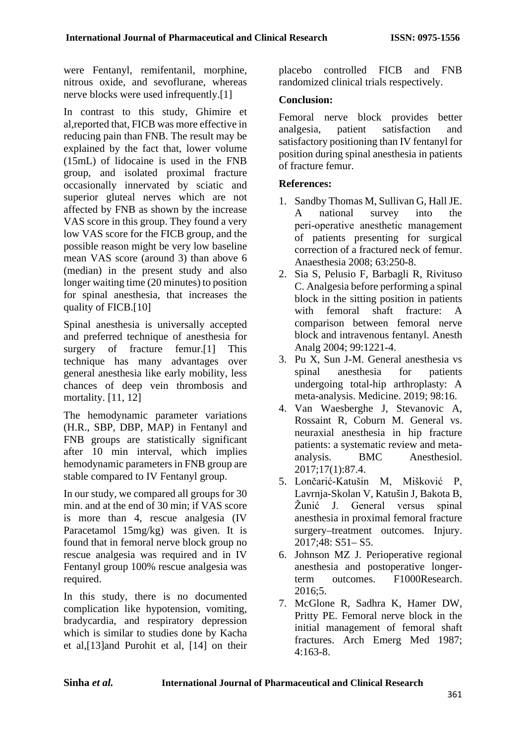were Fentanyl, remifentanil, morphine, nitrous oxide, and sevoflurane, whereas nerve blocks were used infrequently.[1]

In contrast to this study, Ghimire et al,reported that, FICB was more effective in reducing pain than FNB. The result may be explained by the fact that, lower volume (15mL) of lidocaine is used in the FNB group, and isolated proximal fracture occasionally innervated by sciatic and superior gluteal nerves which are not affected by FNB as shown by the increase VAS score in this group. They found a very low VAS score for the FICB group, and the possible reason might be very low baseline mean VAS score (around 3) than above 6 (median) in the present study and also longer waiting time (20 minutes) to position for spinal anesthesia, that increases the quality of FICB.[10]

Spinal anesthesia is universally accepted and preferred technique of anesthesia for surgery of fracture femur.[1] This technique has many advantages over general anesthesia like early mobility, less chances of deep vein thrombosis and mortality. [11, 12]

The hemodynamic parameter variations (H.R., SBP, DBP, MAP) in Fentanyl and FNB groups are statistically significant after 10 min interval, which implies hemodynamic parameters in FNB group are stable compared to IV Fentanyl group.

In our study, we compared all groups for 30 min. and at the end of 30 min; if VAS score is more than 4, rescue analgesia (IV Paracetamol 15mg/kg) was given. It is found that in femoral nerve block group no rescue analgesia was required and in IV Fentanyl group 100% rescue analgesia was required.

In this study, there is no documented complication like hypotension, vomiting, bradycardia, and respiratory depression which is similar to studies done by Kacha et al,[13]and Purohit et al, [14] on their placebo controlled FICB and FNB randomized clinical trials respectively.

## Conclusion:

Femoral nerve block provides better analgesia, patient satisfaction and satisfactory positioning than IV fentanyl for position during spinal anesthesia in patients of fracture femur.

## References:

1. Sandby Thomas M, Sullivan G, Hall JE. A national survey into the peri-operative anesthetic management of patients presenting for surgical correction of a fractured neck of femur. Anaesthesia 2008; 63:250-8.
2. Sia S, Pelusio F, Barbagli R, Rivituso C. Analgesia before performing a spinal block in the sitting position in patients with femoral shaft fracture: A comparison between femoral nerve block and intravenous fentanyl. Anesth Analg 2004; 99:1221-4.
3. Pu X, Sun J-M. General anesthesia vs spinal anesthesia for patients undergoing total-hip arthroplasty: A meta-analysis. Medicine. 2019; 98:16.
4. Van Waesberghe J, Stevanovic A, Rossaint R, Coburn M. General vs. neuraxial anesthesia in hip fracture patients: a systematic review and meta-analysis. BMC Anesthesiol. 2017;17(1):87.4.
5. Lončarić-Katušin M, Mišković P, Lavrnja-Skolan V, Katušin J, Bakota B, Žunić J. General versus spinal anesthesia in proximal femoral fracture surgery–treatment outcomes. Injury. 2017;48: S51– S5.
6. Johnson MZ J. Perioperative regional anesthesia and postoperative longer-term outcomes. F1000Research. 2016;5.
7. McGlone R, Sadhra K, Hamer DW, Pritty PE. Femoral nerve block in the initial management of femoral shaft fractures. Arch Emerg Med 1987; 4:163-8.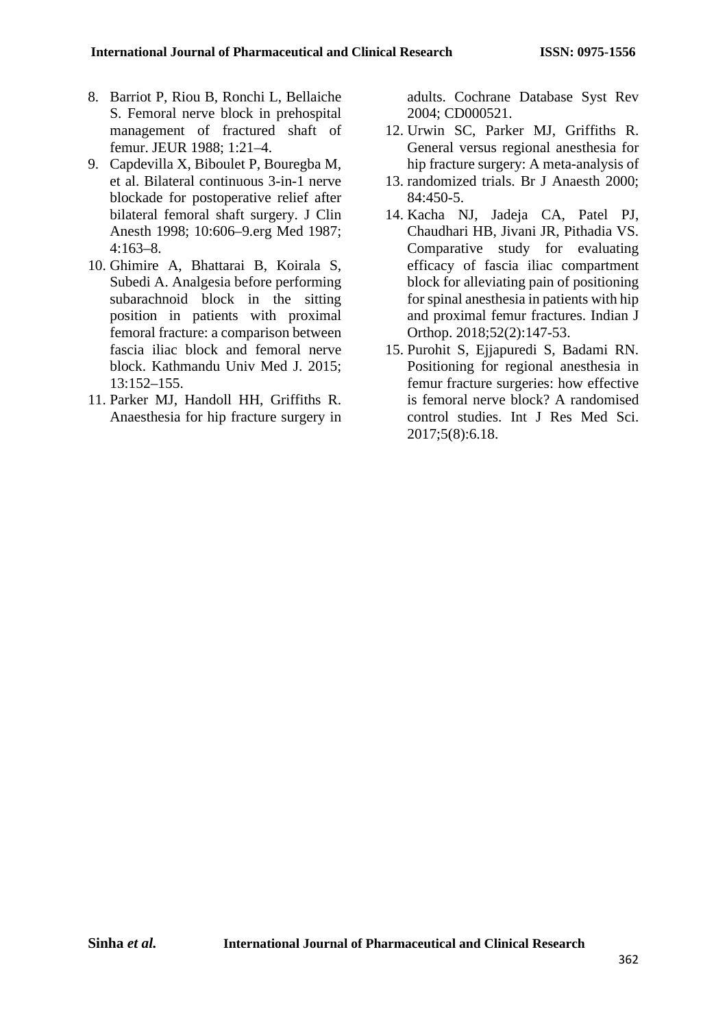8. Barriot P, Riou B, Ronchi L, Bellaiche S. Femoral nerve block in prehospital management of fractured shaft of femur. JEUR 1988; 1:21–4.
9. Capdevilla X, Biboulet P, Bouregba M, et al. Bilateral continuous 3-in-1 nerve blockade for postoperative relief after bilateral femoral shaft surgery. J Clin Anesth 1998; 10:606–9.erg Med 1987; 4:163–8.
10. Ghimire A, Bhattarai B, Koirala S, Subedi A. Analgesia before performing subarachnoid block in the sitting position in patients with proximal femoral fracture: a comparison between fascia iliac block and femoral nerve block. Kathmandu Univ Med J. 2015; 13:152–155.
11. Parker MJ, Handoll HH, Griffiths R. Anaesthesia for hip fracture surgery in adults. Cochrane Database Syst Rev 2004; CD000521.
12. Urwin SC, Parker MJ, Griffiths R. General versus regional anesthesia for hip fracture surgery: A meta-analysis of
13. randomized trials. Br J Anaesth 2000; 84:450-5.
14. Kacha NJ, Jadeja CA, Patel PJ, Chaudhari HB, Jivani JR, Pithadia VS. Comparative study for evaluating efficacy of fascia iliac compartment block for alleviating pain of positioning for spinal anesthesia in patients with hip and proximal femur fractures. Indian J Orthop. 2018;52(2):147-53.
15. Purohit S, Ejjapuredi S, Badami RN. Positioning for regional anesthesia in femur fracture surgeries: how effective is femoral nerve block? A randomised control studies. Int J Res Med Sci. 2017;5(8):6.18.